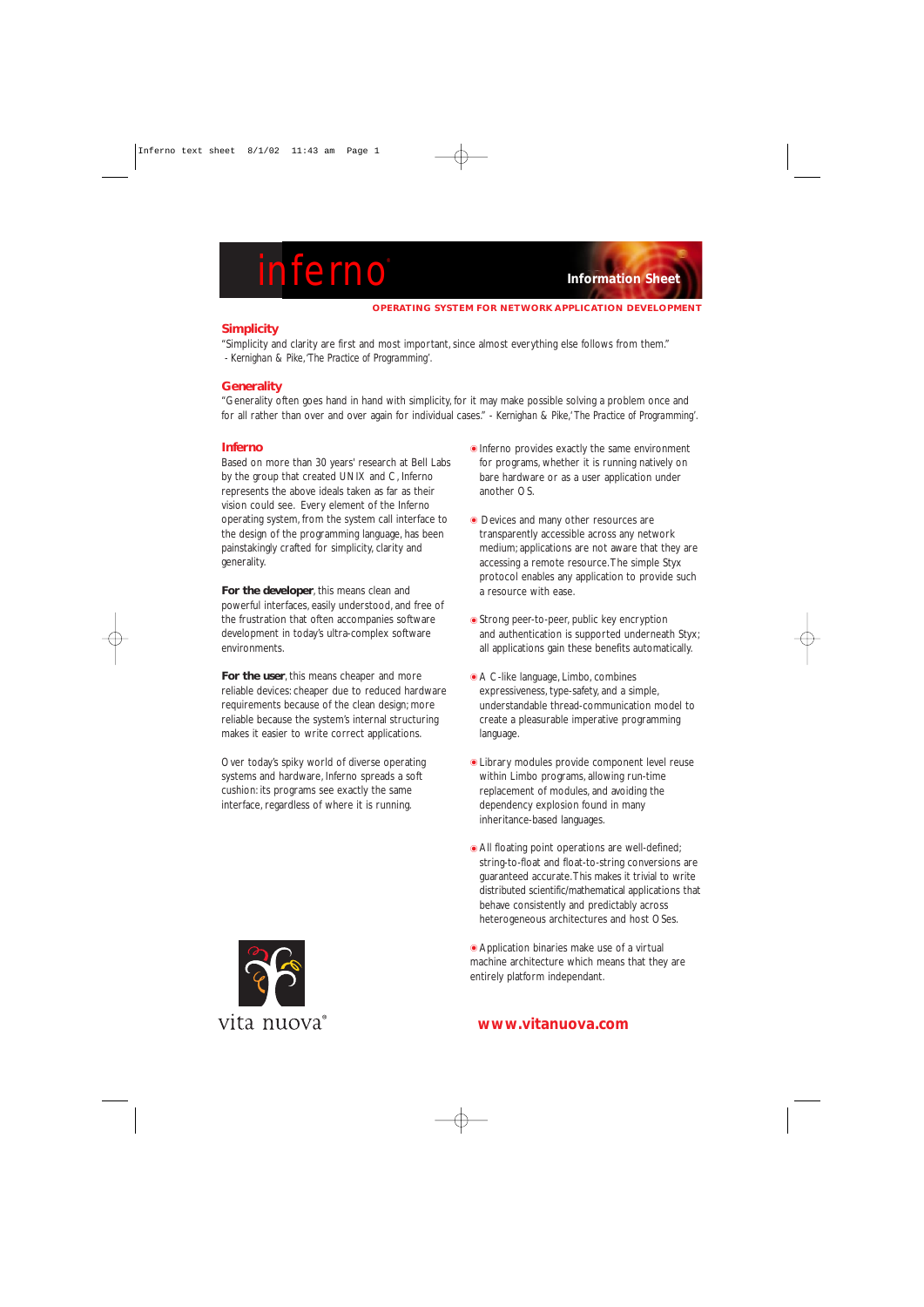# inferno

**Information Sheet**

**OPERATING SYSTEM FOR NETWORK APPLICATION DEVELOPMENT**

## Simplicity

"Simplicity and clarity are first and most important, since almost everything else follows from them."
- Kernighan & Pike, 'The Practice of Programming'.

## Generality

"Generality often goes hand in hand with simplicity, for it may make possible solving a problem once and for all rather than over and over again for individual cases." - Kernighan & Pike, 'The Practice of Programming'.

## Inferno

Based on more than 30 years' research at Bell Labs by the group that created UNIX and C, Inferno represents the above ideals taken as far as their vision could see. Every element of the Inferno operating system, from the system call interface to the design of the programming language, has been painstakingly crafted for simplicity, clarity and generality.

**For the developer**, this means clean and powerful interfaces, easily understood, and free of the frustration that often accompanies software development in today's ultra-complex software environments.

**For the user**, this means cheaper and more reliable devices: cheaper due to reduced hardware requirements because of the clean design; more reliable because the system's internal structuring makes it easier to write correct applications.

Over today's spiky world of diverse operating systems and hardware, Inferno spreads a soft cushion: its programs see exactly the same interface, regardless of where it is running.

- Inferno provides exactly the same environment for programs, whether it is running natively on bare hardware or as a user application under another OS.
- Devices and many other resources are transparently accessible across any network medium; applications are not aware that they are accessing a remote resource. The simple Styx protocol enables any application to provide such a resource with ease.
- Strong peer-to-peer, public key encryption and authentication is supported underneath Styx; all applications gain these benefits automatically.
- A C-like language, Limbo, combines expressiveness, type-safety, and a simple, understandable thread-communication model to create a pleasurable imperative programming language.
- Library modules provide component level reuse within Limbo programs, allowing run-time replacement of modules, and avoiding the dependency explosion found in many inheritance-based languages.
- All floating point operations are well-defined; string-to-float and float-to-string conversions are guaranteed accurate. This makes it trivial to write distributed scientific/mathematical applications that behave consistently and predictably across heterogeneous architectures and host OSes.
- Application binaries make use of a virtual machine architecture which means that they are entirely platform independant.

vita nuova®

**www.vitanuova.com**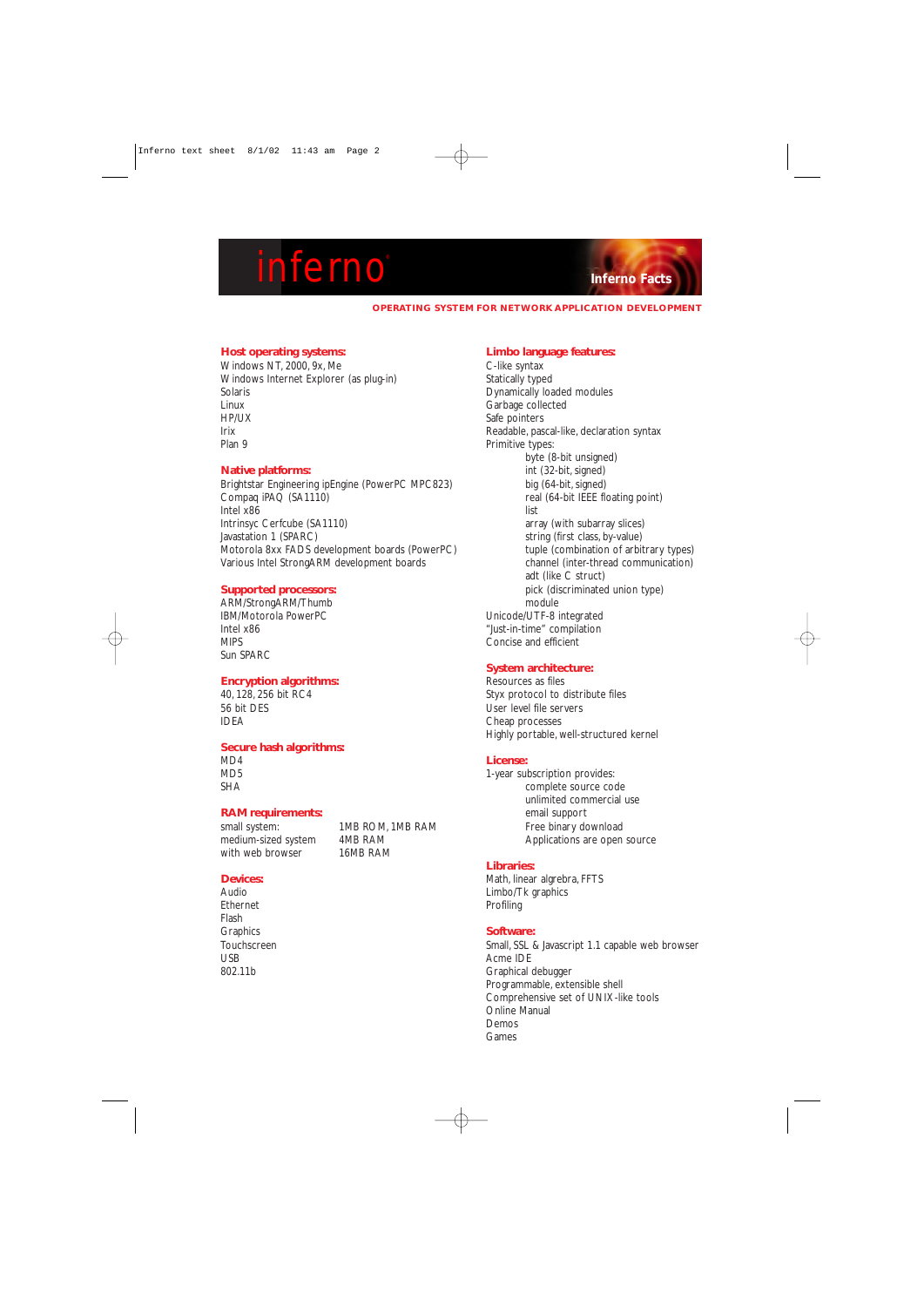# inferno

## Inferno Facts

**OPERATING SYSTEM FOR NETWORK APPLICATION DEVELOPMENT**

### Host operating systems:

Windows NT, 2000, 9x, Me
Windows Internet Explorer (as plug-in)
Solaris
Linux
HP/UX
Irix
Plan 9

### Native platforms:

Brightstar Engineering ipEngine (PowerPC MPC823)
Compaq iPAQ (SA1110)
Intel x86
Intrinsyc Cerfcube (SA1110)
Javastation 1 (SPARC)
Motorola 8xx FADS development boards (PowerPC)
Various Intel StrongARM development boards

### Supported processors:

ARM/StrongARM/Thumb
IBM/Motorola PowerPC
Intel x86
MIPS
Sun SPARC

### Encryption algorithms:

40, 128, 256 bit RC4
56 bit DES
IDEA

### Secure hash algorithms:

MD4
MD5
SHA

### RAM requirements:

| | |
|---|---|
| small system: | 1MB ROM, 1MB RAM |
| medium-sized system | 4MB RAM |
| with web browser | 16MB RAM |

### Devices:

Audio
Ethernet
Flash
Graphics
Touchscreen
USB
802.11b

### Limbo language features:

C-like syntax
Statically typed
Dynamically loaded modules
Garbage collected
Safe pointers
Readable, pascal-like, declaration syntax
Primitive types:
- byte (8-bit unsigned)
- int (32-bit, signed)
- big (64-bit, signed)
- real (64-bit IEEE floating point)
- list
- array (with subarray slices)
- string (first class, by-value)
- tuple (combination of arbitrary types)
- channel (inter-thread communication)
- adt (like C struct)
- pick (discriminated union type)
- module

Unicode/UTF-8 integrated
"Just-in-time" compilation
Concise and efficient

### System architecture:

Resources as files
Styx protocol to distribute files
User level file servers
Cheap processes
Highly portable, well-structured kernel

### License:

1-year subscription provides:
- complete source code
- unlimited commercial use
- email support
- Free binary download
- Applications are open source

### Libraries:

Math, linear algrebra, FFTS
Limbo/Tk graphics
Profiling

### Software:

Small, SSL & Javascript 1.1 capable web browser
Acme IDE
Graphical debugger
Programmable, extensible shell
Comprehensive set of UNIX-like tools
Online Manual
Demos
Games